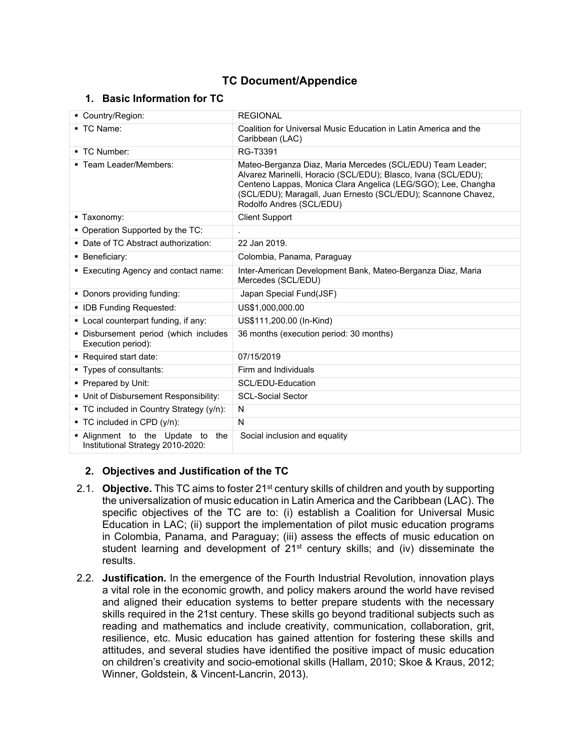# TC Document/Appendice

## 1. Basic Information for TC

| | |
|---|---|
| ▪ Country/Region: | REGIONAL |
| ▪ TC Name: | Coalition for Universal Music Education in Latin America and the Caribbean (LAC) |
| ▪ TC Number: | RG-T3391 |
| ▪ Team Leader/Members: | Mateo-Berganza Diaz, Maria Mercedes (SCL/EDU) Team Leader; Alvarez Marinelli, Horacio (SCL/EDU); Blasco, Ivana (SCL/EDU); Centeno Lappas, Monica Clara Angelica (LEG/SGO); Lee, Changha (SCL/EDU); Maragall, Juan Ernesto (SCL/EDU); Scannone Chavez, Rodolfo Andres (SCL/EDU) |
| ▪ Taxonomy: | Client Support |
| ▪ Operation Supported by the TC: | . |
| ▪ Date of TC Abstract authorization: | 22 Jan 2019. |
| ▪ Beneficiary: | Colombia, Panama, Paraguay |
| ▪ Executing Agency and contact name: | Inter-American Development Bank, Mateo-Berganza Diaz, Maria Mercedes (SCL/EDU) |
| ▪ Donors providing funding: | Japan Special Fund(JSF) |
| ▪ IDB Funding Requested: | US$1,000,000.00 |
| ▪ Local counterpart funding, if any: | US$111,200.00 (In-Kind) |
| ▪ Disbursement period (which includes Execution period): | 36 months (execution period: 30 months) |
| ▪ Required start date: | 07/15/2019 |
| ▪ Types of consultants: | Firm and Individuals |
| ▪ Prepared by Unit: | SCL/EDU-Education |
| ▪ Unit of Disbursement Responsibility: | SCL-Social Sector |
| ▪ TC included in Country Strategy (y/n): | N |
| ▪ TC included in CPD (y/n): | N |
| ▪ Alignment to the Update to the Institutional Strategy 2010-2020: | Social inclusion and equality |

## 2. Objectives and Justification of the TC

2.1. **Objective.** This TC aims to foster 21st century skills of children and youth by supporting the universalization of music education in Latin America and the Caribbean (LAC). The specific objectives of the TC are to: (i) establish a Coalition for Universal Music Education in LAC; (ii) support the implementation of pilot music education programs in Colombia, Panama, and Paraguay; (iii) assess the effects of music education on student learning and development of 21st century skills; and (iv) disseminate the results.

2.2. **Justification.** In the emergence of the Fourth Industrial Revolution, innovation plays a vital role in the economic growth, and policy makers around the world have revised and aligned their education systems to better prepare students with the necessary skills required in the 21st century. These skills go beyond traditional subjects such as reading and mathematics and include creativity, communication, collaboration, grit, resilience, etc. Music education has gained attention for fostering these skills and attitudes, and several studies have identified the positive impact of music education on children's creativity and socio-emotional skills (Hallam, 2010; Skoe & Kraus, 2012; Winner, Goldstein, & Vincent-Lancrin, 2013).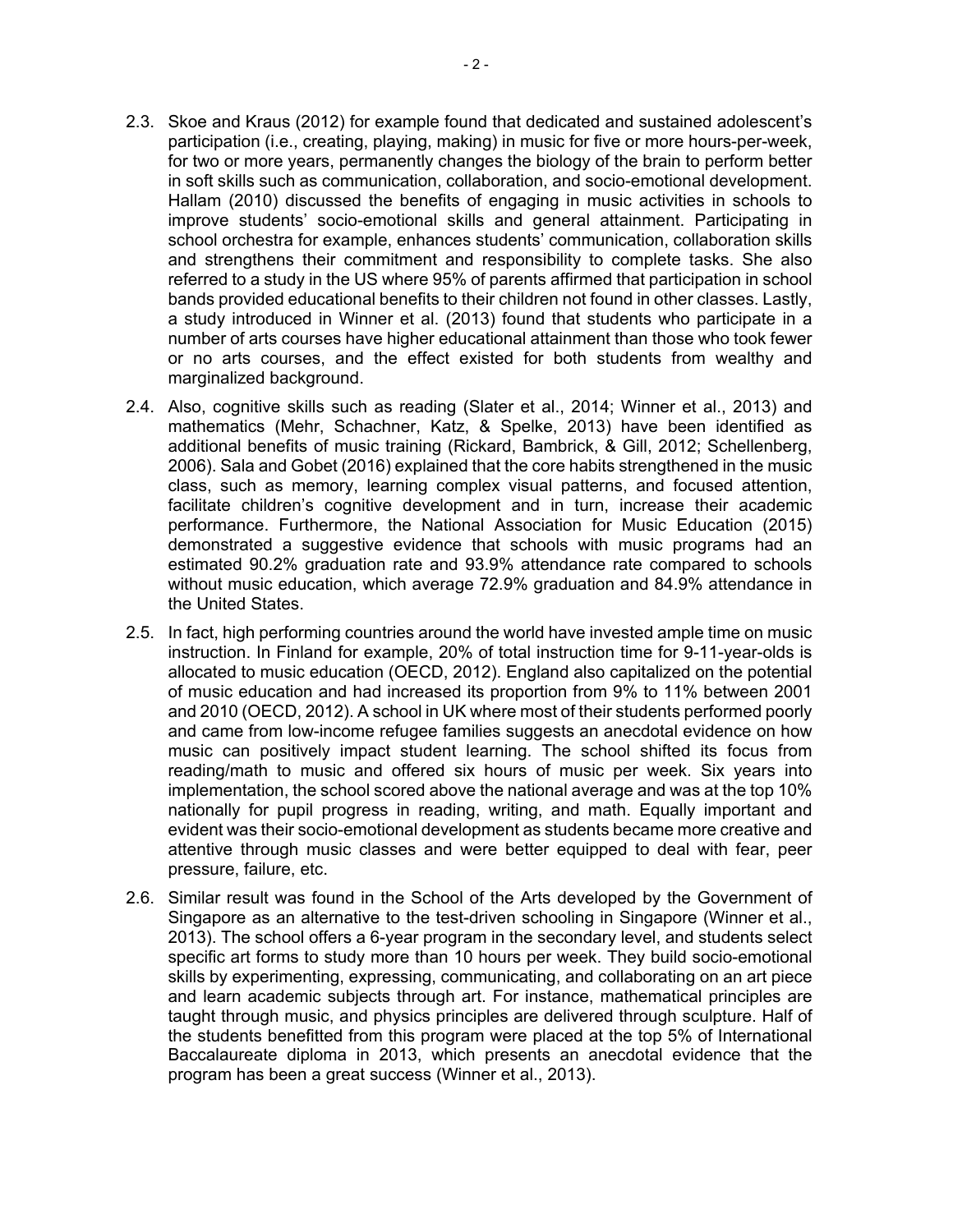2.3. Skoe and Kraus (2012) for example found that dedicated and sustained adolescent's participation (i.e., creating, playing, making) in music for five or more hours-per-week, for two or more years, permanently changes the biology of the brain to perform better in soft skills such as communication, collaboration, and socio-emotional development. Hallam (2010) discussed the benefits of engaging in music activities in schools to improve students' socio-emotional skills and general attainment. Participating in school orchestra for example, enhances students' communication, collaboration skills and strengthens their commitment and responsibility to complete tasks. She also referred to a study in the US where 95% of parents affirmed that participation in school bands provided educational benefits to their children not found in other classes. Lastly, a study introduced in Winner et al. (2013) found that students who participate in a number of arts courses have higher educational attainment than those who took fewer or no arts courses, and the effect existed for both students from wealthy and marginalized background.

2.4. Also, cognitive skills such as reading (Slater et al., 2014; Winner et al., 2013) and mathematics (Mehr, Schachner, Katz, & Spelke, 2013) have been identified as additional benefits of music training (Rickard, Bambrick, & Gill, 2012; Schellenberg, 2006). Sala and Gobet (2016) explained that the core habits strengthened in the music class, such as memory, learning complex visual patterns, and focused attention, facilitate children's cognitive development and in turn, increase their academic performance. Furthermore, the National Association for Music Education (2015) demonstrated a suggestive evidence that schools with music programs had an estimated 90.2% graduation rate and 93.9% attendance rate compared to schools without music education, which average 72.9% graduation and 84.9% attendance in the United States.

2.5. In fact, high performing countries around the world have invested ample time on music instruction. In Finland for example, 20% of total instruction time for 9-11-year-olds is allocated to music education (OECD, 2012). England also capitalized on the potential of music education and had increased its proportion from 9% to 11% between 2001 and 2010 (OECD, 2012). A school in UK where most of their students performed poorly and came from low-income refugee families suggests an anecdotal evidence on how music can positively impact student learning. The school shifted its focus from reading/math to music and offered six hours of music per week. Six years into implementation, the school scored above the national average and was at the top 10% nationally for pupil progress in reading, writing, and math. Equally important and evident was their socio-emotional development as students became more creative and attentive through music classes and were better equipped to deal with fear, peer pressure, failure, etc.

2.6. Similar result was found in the School of the Arts developed by the Government of Singapore as an alternative to the test-driven schooling in Singapore (Winner et al., 2013). The school offers a 6-year program in the secondary level, and students select specific art forms to study more than 10 hours per week. They build socio-emotional skills by experimenting, expressing, communicating, and collaborating on an art piece and learn academic subjects through art. For instance, mathematical principles are taught through music, and physics principles are delivered through sculpture. Half of the students benefitted from this program were placed at the top 5% of International Baccalaureate diploma in 2013, which presents an anecdotal evidence that the program has been a great success (Winner et al., 2013).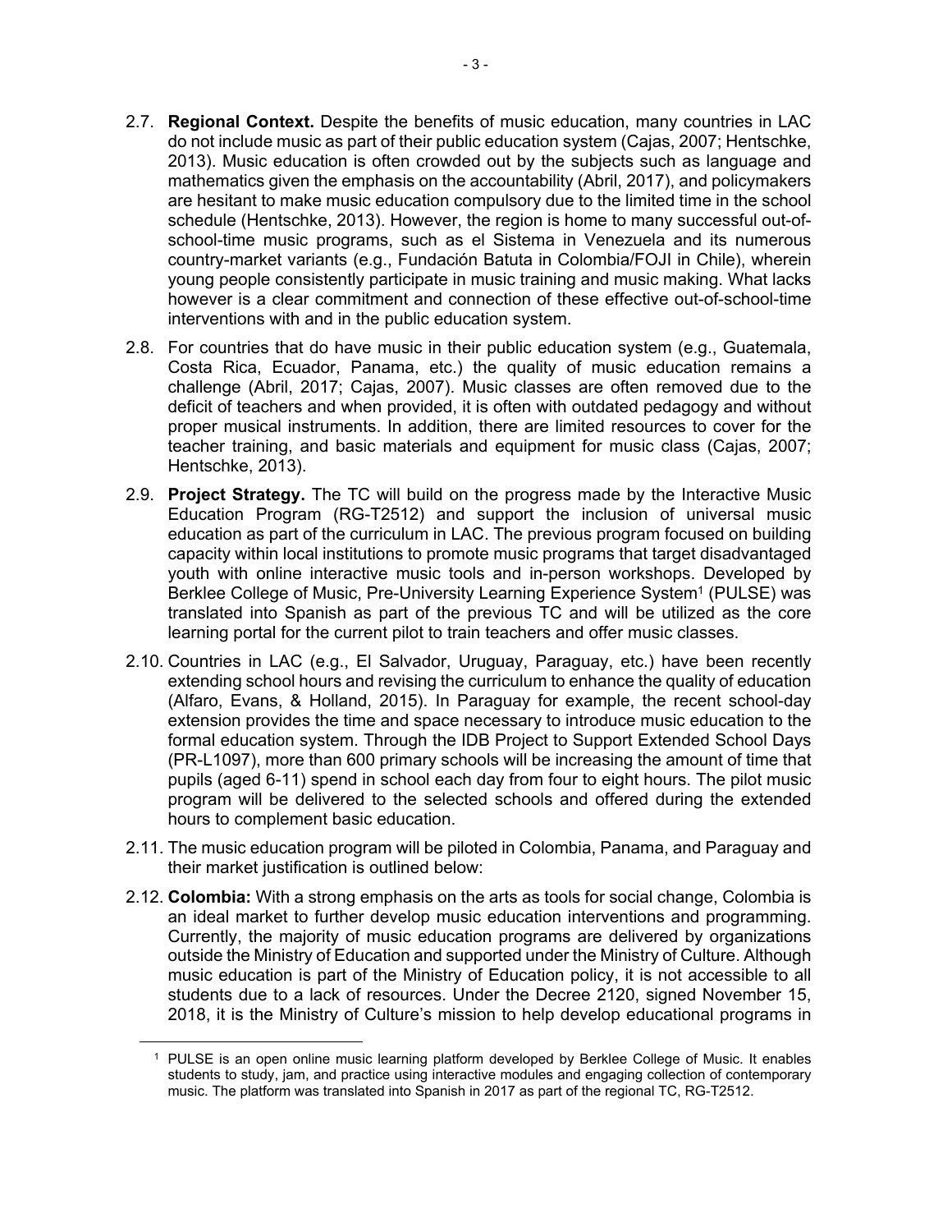2.7. **Regional Context.** Despite the benefits of music education, many countries in LAC do not include music as part of their public education system (Cajas, 2007; Hentschke, 2013). Music education is often crowded out by the subjects such as language and mathematics given the emphasis on the accountability (Abril, 2017), and policymakers are hesitant to make music education compulsory due to the limited time in the school schedule (Hentschke, 2013). However, the region is home to many successful out-of-school-time music programs, such as el Sistema in Venezuela and its numerous country-market variants (e.g., Fundación Batuta in Colombia/FOJI in Chile), wherein young people consistently participate in music training and music making. What lacks however is a clear commitment and connection of these effective out-of-school-time interventions with and in the public education system.

2.8. For countries that do have music in their public education system (e.g., Guatemala, Costa Rica, Ecuador, Panama, etc.) the quality of music education remains a challenge (Abril, 2017; Cajas, 2007). Music classes are often removed due to the deficit of teachers and when provided, it is often with outdated pedagogy and without proper musical instruments. In addition, there are limited resources to cover for the teacher training, and basic materials and equipment for music class (Cajas, 2007; Hentschke, 2013).

2.9. **Project Strategy.** The TC will build on the progress made by the Interactive Music Education Program (RG-T2512) and support the inclusion of universal music education as part of the curriculum in LAC. The previous program focused on building capacity within local institutions to promote music programs that target disadvantaged youth with online interactive music tools and in-person workshops. Developed by Berklee College of Music, Pre-University Learning Experience System[1] (PULSE) was translated into Spanish as part of the previous TC and will be utilized as the core learning portal for the current pilot to train teachers and offer music classes.

2.10. Countries in LAC (e.g., El Salvador, Uruguay, Paraguay, etc.) have been recently extending school hours and revising the curriculum to enhance the quality of education (Alfaro, Evans, & Holland, 2015). In Paraguay for example, the recent school-day extension provides the time and space necessary to introduce music education to the formal education system. Through the IDB Project to Support Extended School Days (PR-L1097), more than 600 primary schools will be increasing the amount of time that pupils (aged 6-11) spend in school each day from four to eight hours. The pilot music program will be delivered to the selected schools and offered during the extended hours to complement basic education.

2.11. The music education program will be piloted in Colombia, Panama, and Paraguay and their market justification is outlined below:

2.12. **Colombia:** With a strong emphasis on the arts as tools for social change, Colombia is an ideal market to further develop music education interventions and programming. Currently, the majority of music education programs are delivered by organizations outside the Ministry of Education and supported under the Ministry of Culture. Although music education is part of the Ministry of Education policy, it is not accessible to all students due to a lack of resources. Under the Decree 2120, signed November 15, 2018, it is the Ministry of Culture's mission to help develop educational programs in

[1] PULSE is an open online music learning platform developed by Berklee College of Music. It enables students to study, jam, and practice using interactive modules and engaging collection of contemporary music. The platform was translated into Spanish in 2017 as part of the regional TC, RG-T2512.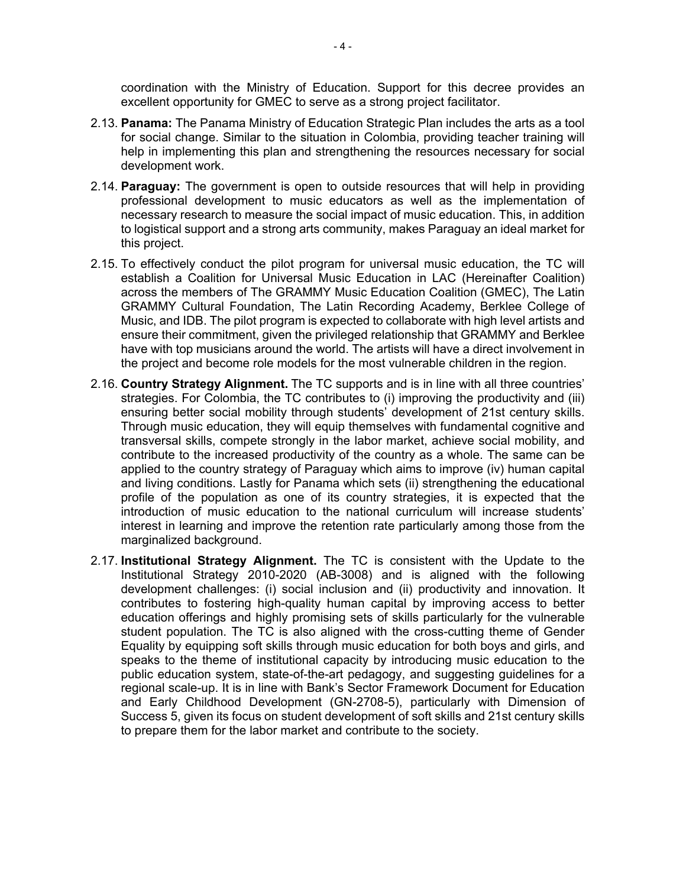coordination with the Ministry of Education. Support for this decree provides an excellent opportunity for GMEC to serve as a strong project facilitator.

2.13. **Panama:** The Panama Ministry of Education Strategic Plan includes the arts as a tool for social change. Similar to the situation in Colombia, providing teacher training will help in implementing this plan and strengthening the resources necessary for social development work.

2.14. **Paraguay:** The government is open to outside resources that will help in providing professional development to music educators as well as the implementation of necessary research to measure the social impact of music education. This, in addition to logistical support and a strong arts community, makes Paraguay an ideal market for this project.

2.15. To effectively conduct the pilot program for universal music education, the TC will establish a Coalition for Universal Music Education in LAC (Hereinafter Coalition) across the members of The GRAMMY Music Education Coalition (GMEC), The Latin GRAMMY Cultural Foundation, The Latin Recording Academy, Berklee College of Music, and IDB. The pilot program is expected to collaborate with high level artists and ensure their commitment, given the privileged relationship that GRAMMY and Berklee have with top musicians around the world. The artists will have a direct involvement in the project and become role models for the most vulnerable children in the region.

2.16. **Country Strategy Alignment.** The TC supports and is in line with all three countries' strategies. For Colombia, the TC contributes to (i) improving the productivity and (iii) ensuring better social mobility through students' development of 21st century skills. Through music education, they will equip themselves with fundamental cognitive and transversal skills, compete strongly in the labor market, achieve social mobility, and contribute to the increased productivity of the country as a whole. The same can be applied to the country strategy of Paraguay which aims to improve (iv) human capital and living conditions. Lastly for Panama which sets (ii) strengthening the educational profile of the population as one of its country strategies, it is expected that the introduction of music education to the national curriculum will increase students' interest in learning and improve the retention rate particularly among those from the marginalized background.

2.17. **Institutional Strategy Alignment.** The TC is consistent with the Update to the Institutional Strategy 2010-2020 (AB-3008) and is aligned with the following development challenges: (i) social inclusion and (ii) productivity and innovation. It contributes to fostering high-quality human capital by improving access to better education offerings and highly promising sets of skills particularly for the vulnerable student population. The TC is also aligned with the cross-cutting theme of Gender Equality by equipping soft skills through music education for both boys and girls, and speaks to the theme of institutional capacity by introducing music education to the public education system, state-of-the-art pedagogy, and suggesting guidelines for a regional scale-up. It is in line with Bank's Sector Framework Document for Education and Early Childhood Development (GN-2708-5), particularly with Dimension of Success 5, given its focus on student development of soft skills and 21st century skills to prepare them for the labor market and contribute to the society.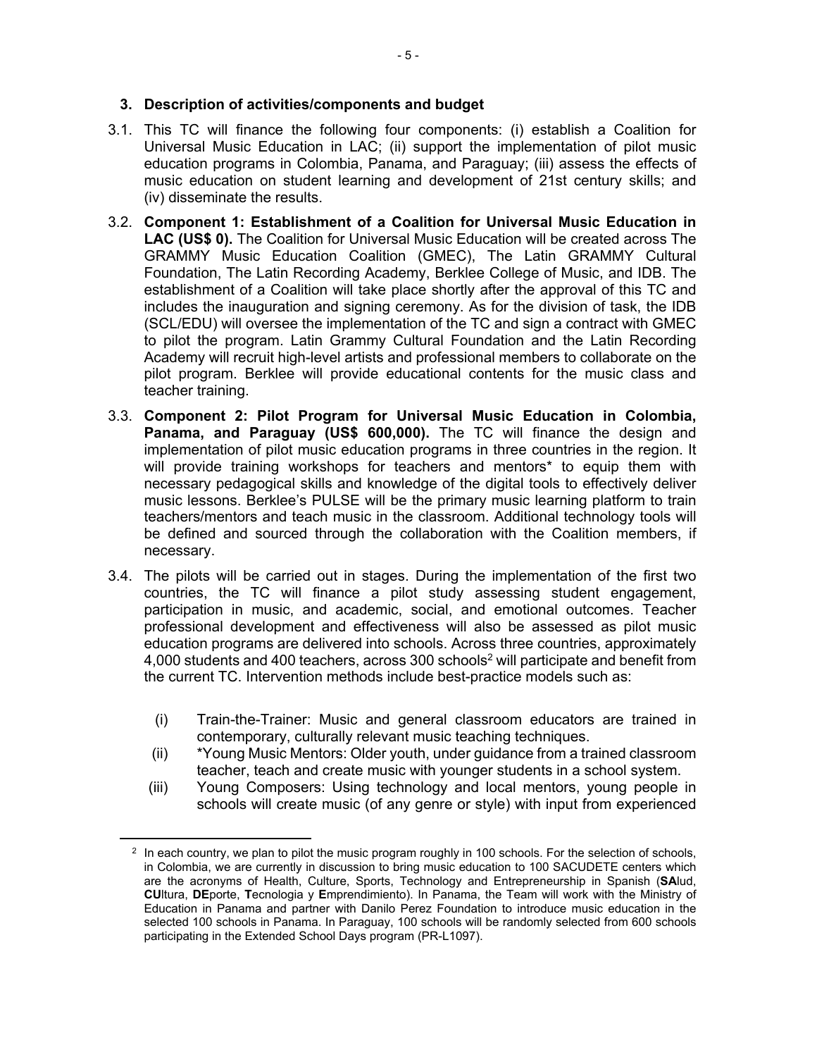### 3. Description of activities/components and budget

3.1. This TC will finance the following four components: (i) establish a Coalition for Universal Music Education in LAC; (ii) support the implementation of pilot music education programs in Colombia, Panama, and Paraguay; (iii) assess the effects of music education on student learning and development of 21st century skills; and (iv) disseminate the results.

3.2. **Component 1: Establishment of a Coalition for Universal Music Education in LAC (US$ 0).** The Coalition for Universal Music Education will be created across The GRAMMY Music Education Coalition (GMEC), The Latin GRAMMY Cultural Foundation, The Latin Recording Academy, Berklee College of Music, and IDB. The establishment of a Coalition will take place shortly after the approval of this TC and includes the inauguration and signing ceremony. As for the division of task, the IDB (SCL/EDU) will oversee the implementation of the TC and sign a contract with GMEC to pilot the program. Latin Grammy Cultural Foundation and the Latin Recording Academy will recruit high-level artists and professional members to collaborate on the pilot program. Berklee will provide educational contents for the music class and teacher training.

3.3. **Component 2: Pilot Program for Universal Music Education in Colombia, Panama, and Paraguay (US$ 600,000).** The TC will finance the design and implementation of pilot music education programs in three countries in the region. It will provide training workshops for teachers and mentors* to equip them with necessary pedagogical skills and knowledge of the digital tools to effectively deliver music lessons. Berklee's PULSE will be the primary music learning platform to train teachers/mentors and teach music in the classroom. Additional technology tools will be defined and sourced through the collaboration with the Coalition members, if necessary.

3.4. The pilots will be carried out in stages. During the implementation of the first two countries, the TC will finance a pilot study assessing student engagement, participation in music, and academic, social, and emotional outcomes. Teacher professional development and effectiveness will also be assessed as pilot music education programs are delivered into schools. Across three countries, approximately 4,000 students and 400 teachers, across 300 schools[2] will participate and benefit from the current TC. Intervention methods include best-practice models such as:

(i) Train-the-Trainer: Music and general classroom educators are trained in contemporary, culturally relevant music teaching techniques.

(ii) *Young Music Mentors: Older youth, under guidance from a trained classroom teacher, teach and create music with younger students in a school system.

(iii) Young Composers: Using technology and local mentors, young people in schools will create music (of any genre or style) with input from experienced

[2] In each country, we plan to pilot the music program roughly in 100 schools. For the selection of schools, in Colombia, we are currently in discussion to bring music education to 100 SACUDETE centers which are the acronyms of Health, Culture, Sports, Technology and Entrepreneurship in Spanish (**SA**lud, **CU**ltura, **DE**porte, **T**ecnologia y **E**mprendimiento). In Panama, the Team will work with the Ministry of Education in Panama and partner with Danilo Perez Foundation to introduce music education in the selected 100 schools in Panama. In Paraguay, 100 schools will be randomly selected from 600 schools participating in the Extended School Days program (PR-L1097).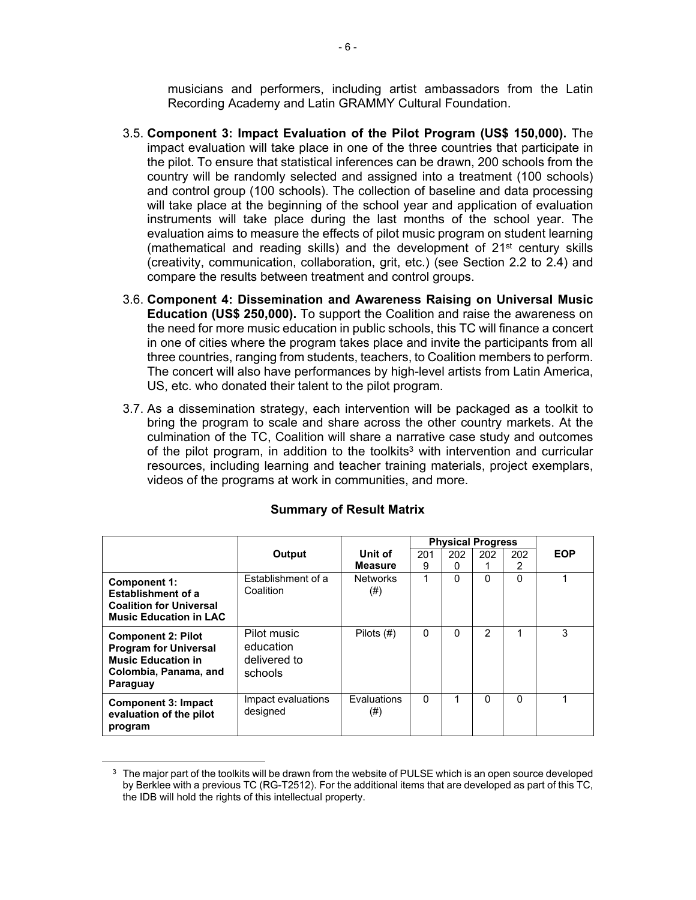musicians and performers, including artist ambassadors from the Latin Recording Academy and Latin GRAMMY Cultural Foundation.

3.5. **Component 3: Impact Evaluation of the Pilot Program (US$ 150,000).** The impact evaluation will take place in one of the three countries that participate in the pilot. To ensure that statistical inferences can be drawn, 200 schools from the country will be randomly selected and assigned into a treatment (100 schools) and control group (100 schools). The collection of baseline and data processing will take place at the beginning of the school year and application of evaluation instruments will take place during the last months of the school year. The evaluation aims to measure the effects of pilot music program on student learning (mathematical and reading skills) and the development of 21st century skills (creativity, communication, collaboration, grit, etc.) (see Section 2.2 to 2.4) and compare the results between treatment and control groups.

3.6. **Component 4: Dissemination and Awareness Raising on Universal Music Education (US$ 250,000).** To support the Coalition and raise the awareness on the need for more music education in public schools, this TC will finance a concert in one of cities where the program takes place and invite the participants from all three countries, ranging from students, teachers, to Coalition members to perform. The concert will also have performances by high-level artists from Latin America, US, etc. who donated their talent to the pilot program.

3.7. As a dissemination strategy, each intervention will be packaged as a toolkit to bring the program to scale and share across the other country markets. At the culmination of the TC, Coalition will share a narrative case study and outcomes of the pilot program, in addition to the toolkits[3] with intervention and curricular resources, including learning and teacher training materials, project exemplars, videos of the programs at work in communities, and more.

**Summary of Result Matrix**

| | Output | Unit of Measure | Physical Progress | | | | EOP |
|---|---|---|---|---|---|---|---|
| | | | 2019 | 2020 | 2021 | 2022 | |
| **Component 1: Establishment of a Coalition for Universal Music Education in LAC** | Establishment of a Coalition | Networks (#) | 1 | 0 | 0 | 0 | 1 |
| **Component 2: Pilot Program for Universal Music Education in Colombia, Panama, and Paraguay** | Pilot music education delivered to schools | Pilots (#) | 0 | 0 | 2 | 1 | 3 |
| **Component 3: Impact evaluation of the pilot program** | Impact evaluations designed | Evaluations (#) | 0 | 1 | 0 | 0 | 1 |

[3] The major part of the toolkits will be drawn from the website of PULSE which is an open source developed by Berklee with a previous TC (RG-T2512). For the additional items that are developed as part of this TC, the IDB will hold the rights of this intellectual property.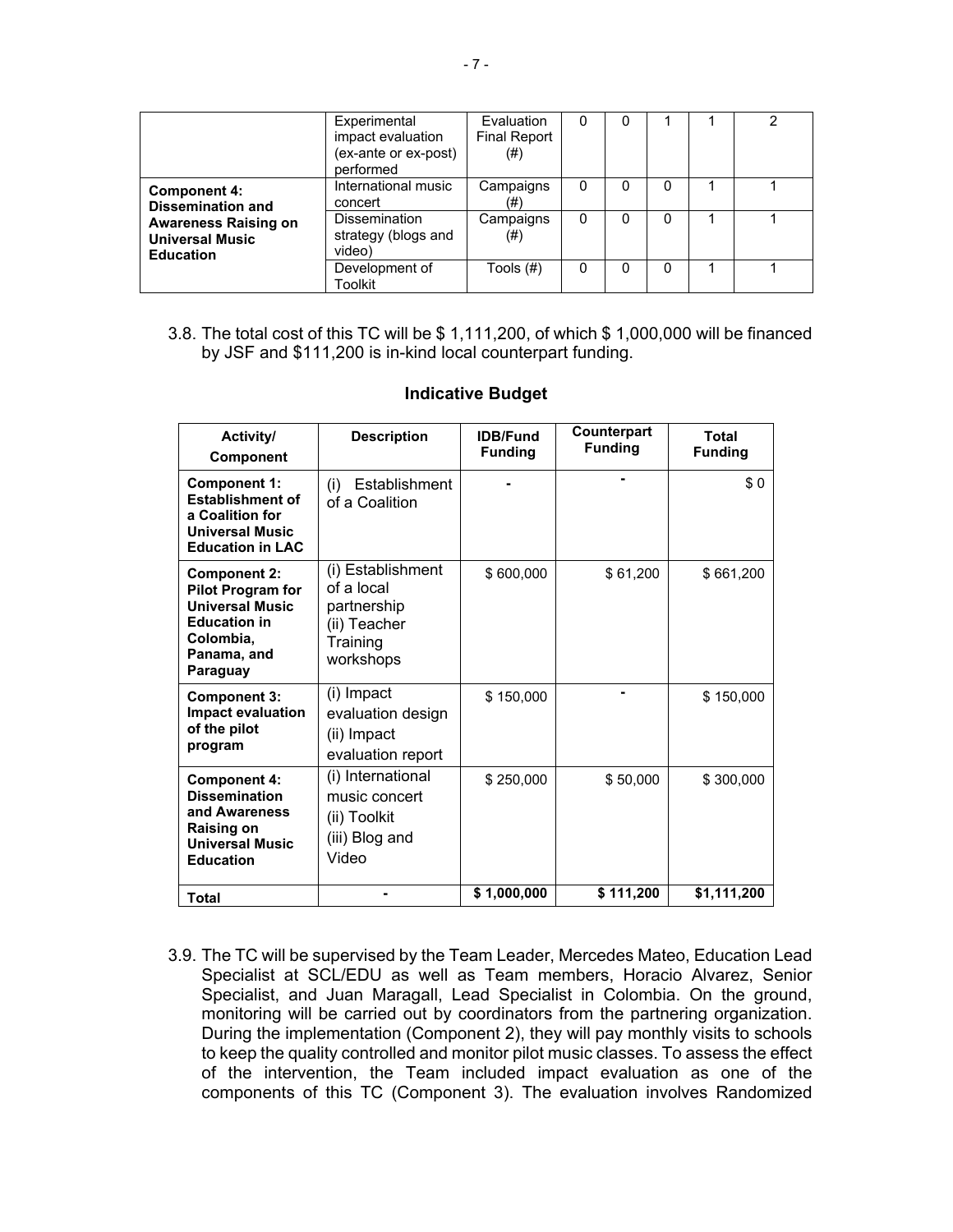| | Experimental impact evaluation (ex-ante or ex-post) performed | Evaluation Final Report (#) | 0 | 0 | 1 | 1 | 2 |
|---|---|---|---|---|---|---|---|
| **Component 4: Dissemination and Awareness Raising on Universal Music Education** | International music concert | Campaigns (#) | 0 | 0 | 0 | 1 | 1 |
| | Dissemination strategy (blogs and video) | Campaigns (#) | 0 | 0 | 0 | 1 | 1 |
| | Development of Toolkit | Tools (#) | 0 | 0 | 0 | 1 | 1 |

3.8. The total cost of this TC will be $ 1,111,200, of which $ 1,000,000 will be financed by JSF and $111,200 is in-kind local counterpart funding.

**Indicative Budget**

| Activity/ Component | Description | IDB/Fund Funding | Counterpart Funding | Total Funding |
|---|---|---|---|---|
| **Component 1: Establishment of a Coalition for Universal Music Education in LAC** | (i) Establishment of a Coalition | - | - | $ 0 |
| **Component 2: Pilot Program for Universal Music Education in Colombia, Panama, and Paraguay** | (i) Establishment of a local partnership (ii) Teacher Training workshops | $ 600,000 | $ 61,200 | $ 661,200 |
| **Component 3: Impact evaluation of the pilot program** | (i) Impact evaluation design (ii) Impact evaluation report | $ 150,000 | - | $ 150,000 |
| **Component 4: Dissemination and Awareness Raising on Universal Music Education** | (i) International music concert (ii) Toolkit (iii) Blog and Video | $ 250,000 | $ 50,000 | $ 300,000 |
| **Total** | - | **$ 1,000,000** | **$ 111,200** | **$1,111,200** |

3.9. The TC will be supervised by the Team Leader, Mercedes Mateo, Education Lead Specialist at SCL/EDU as well as Team members, Horacio Alvarez, Senior Specialist, and Juan Maragall, Lead Specialist in Colombia. On the ground, monitoring will be carried out by coordinators from the partnering organization. During the implementation (Component 2), they will pay monthly visits to schools to keep the quality controlled and monitor pilot music classes. To assess the effect of the intervention, the Team included impact evaluation as one of the components of this TC (Component 3). The evaluation involves Randomized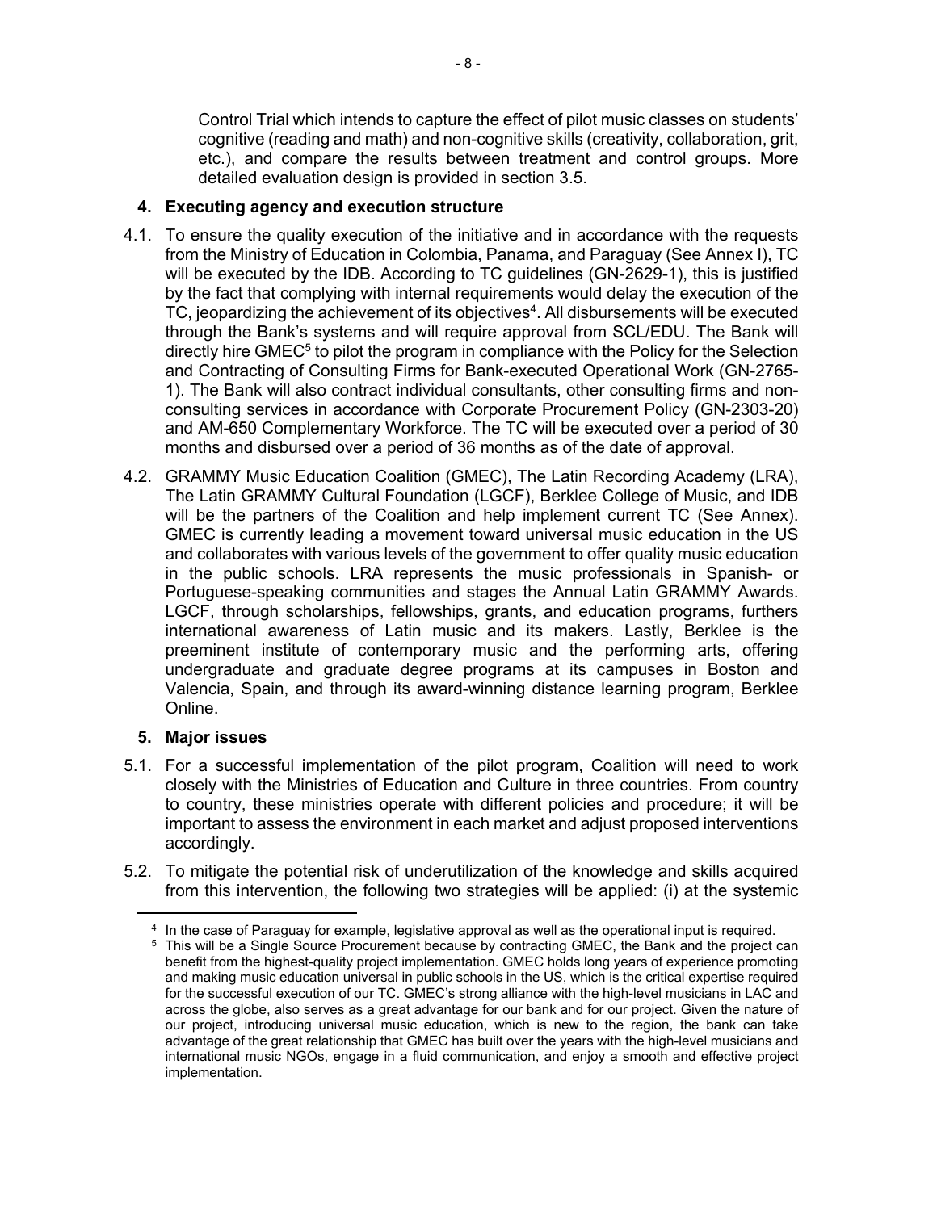Control Trial which intends to capture the effect of pilot music classes on students' cognitive (reading and math) and non-cognitive skills (creativity, collaboration, grit, etc.), and compare the results between treatment and control groups. More detailed evaluation design is provided in section 3.5.

## 4. Executing agency and execution structure

4.1. To ensure the quality execution of the initiative and in accordance with the requests from the Ministry of Education in Colombia, Panama, and Paraguay (See Annex I), TC will be executed by the IDB. According to TC guidelines (GN-2629-1), this is justified by the fact that complying with internal requirements would delay the execution of the TC, jeopardizing the achievement of its objectives[4]. All disbursements will be executed through the Bank's systems and will require approval from SCL/EDU. The Bank will directly hire GMEC[5] to pilot the program in compliance with the Policy for the Selection and Contracting of Consulting Firms for Bank-executed Operational Work (GN-2765-1). The Bank will also contract individual consultants, other consulting firms and non-consulting services in accordance with Corporate Procurement Policy (GN-2303-20) and AM-650 Complementary Workforce. The TC will be executed over a period of 30 months and disbursed over a period of 36 months as of the date of approval.

4.2. GRAMMY Music Education Coalition (GMEC), The Latin Recording Academy (LRA), The Latin GRAMMY Cultural Foundation (LGCF), Berklee College of Music, and IDB will be the partners of the Coalition and help implement current TC (See Annex). GMEC is currently leading a movement toward universal music education in the US and collaborates with various levels of the government to offer quality music education in the public schools. LRA represents the music professionals in Spanish- or Portuguese-speaking communities and stages the Annual Latin GRAMMY Awards. LGCF, through scholarships, fellowships, grants, and education programs, furthers international awareness of Latin music and its makers. Lastly, Berklee is the preeminent institute of contemporary music and the performing arts, offering undergraduate and graduate degree programs at its campuses in Boston and Valencia, Spain, and through its award-winning distance learning program, Berklee Online.

## 5. Major issues

5.1. For a successful implementation of the pilot program, Coalition will need to work closely with the Ministries of Education and Culture in three countries. From country to country, these ministries operate with different policies and procedure; it will be important to assess the environment in each market and adjust proposed interventions accordingly.

5.2. To mitigate the potential risk of underutilization of the knowledge and skills acquired from this intervention, the following two strategies will be applied: (i) at the systemic

---

[4] In the case of Paraguay for example, legislative approval as well as the operational input is required.

[5] This will be a Single Source Procurement because by contracting GMEC, the Bank and the project can benefit from the highest-quality project implementation. GMEC holds long years of experience promoting and making music education universal in public schools in the US, which is the critical expertise required for the successful execution of our TC. GMEC's strong alliance with the high-level musicians in LAC and across the globe, also serves as a great advantage for our bank and for our project. Given the nature of our project, introducing universal music education, which is new to the region, the bank can take advantage of the great relationship that GMEC has built over the years with the high-level musicians and international music NGOs, engage in a fluid communication, and enjoy a smooth and effective project implementation.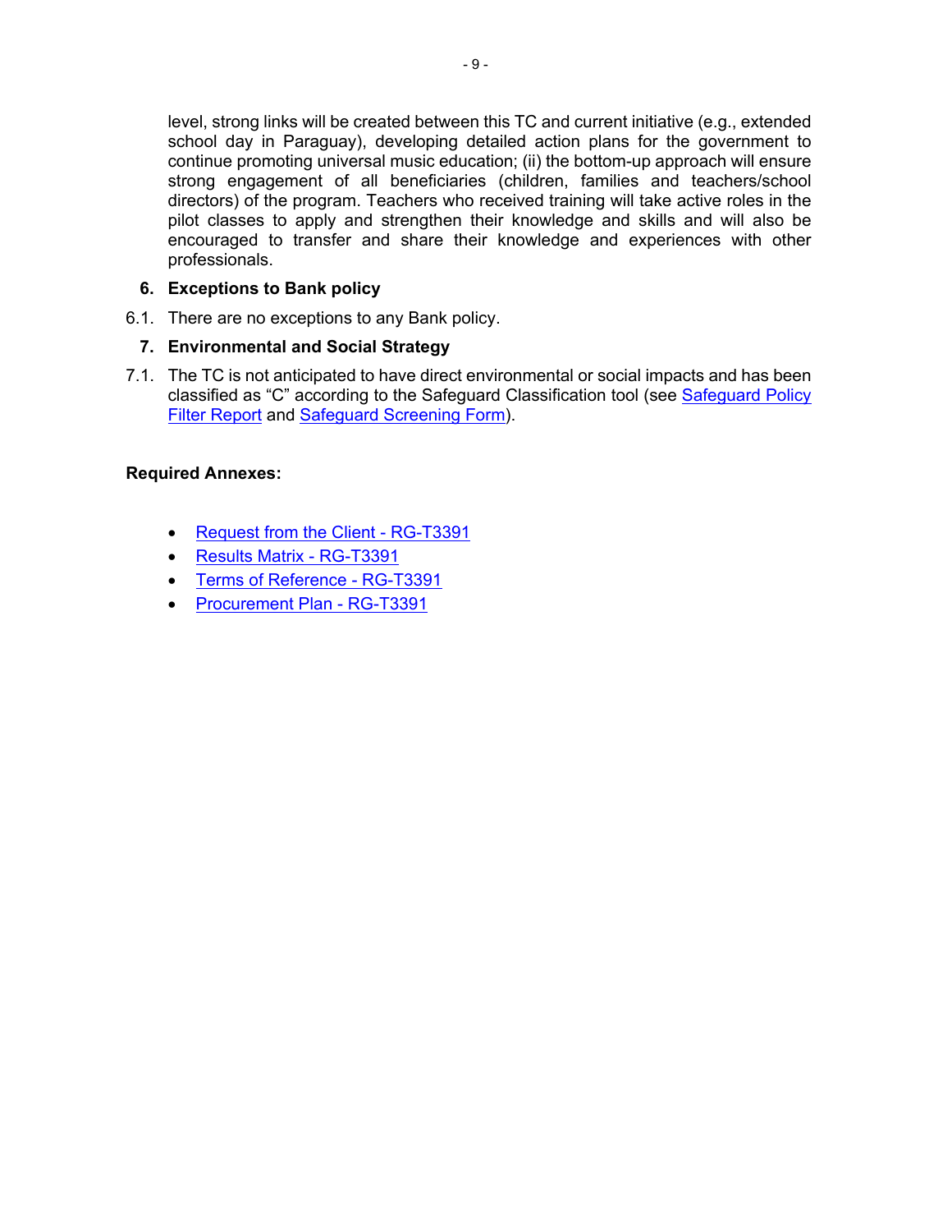level, strong links will be created between this TC and current initiative (e.g., extended school day in Paraguay), developing detailed action plans for the government to continue promoting universal music education; (ii) the bottom-up approach will ensure strong engagement of all beneficiaries (children, families and teachers/school directors) of the program. Teachers who received training will take active roles in the pilot classes to apply and strengthen their knowledge and skills and will also be encouraged to transfer and share their knowledge and experiences with other professionals.

## 6. Exceptions to Bank policy

6.1. There are no exceptions to any Bank policy.

## 7. Environmental and Social Strategy

7.1. The TC is not anticipated to have direct environmental or social impacts and has been classified as "C" according to the Safeguard Classification tool (see Safeguard Policy Filter Report and Safeguard Screening Form).

**Required Annexes:**

- Request from the Client - RG-T3391
- Results Matrix - RG-T3391
- Terms of Reference - RG-T3391
- Procurement Plan - RG-T3391